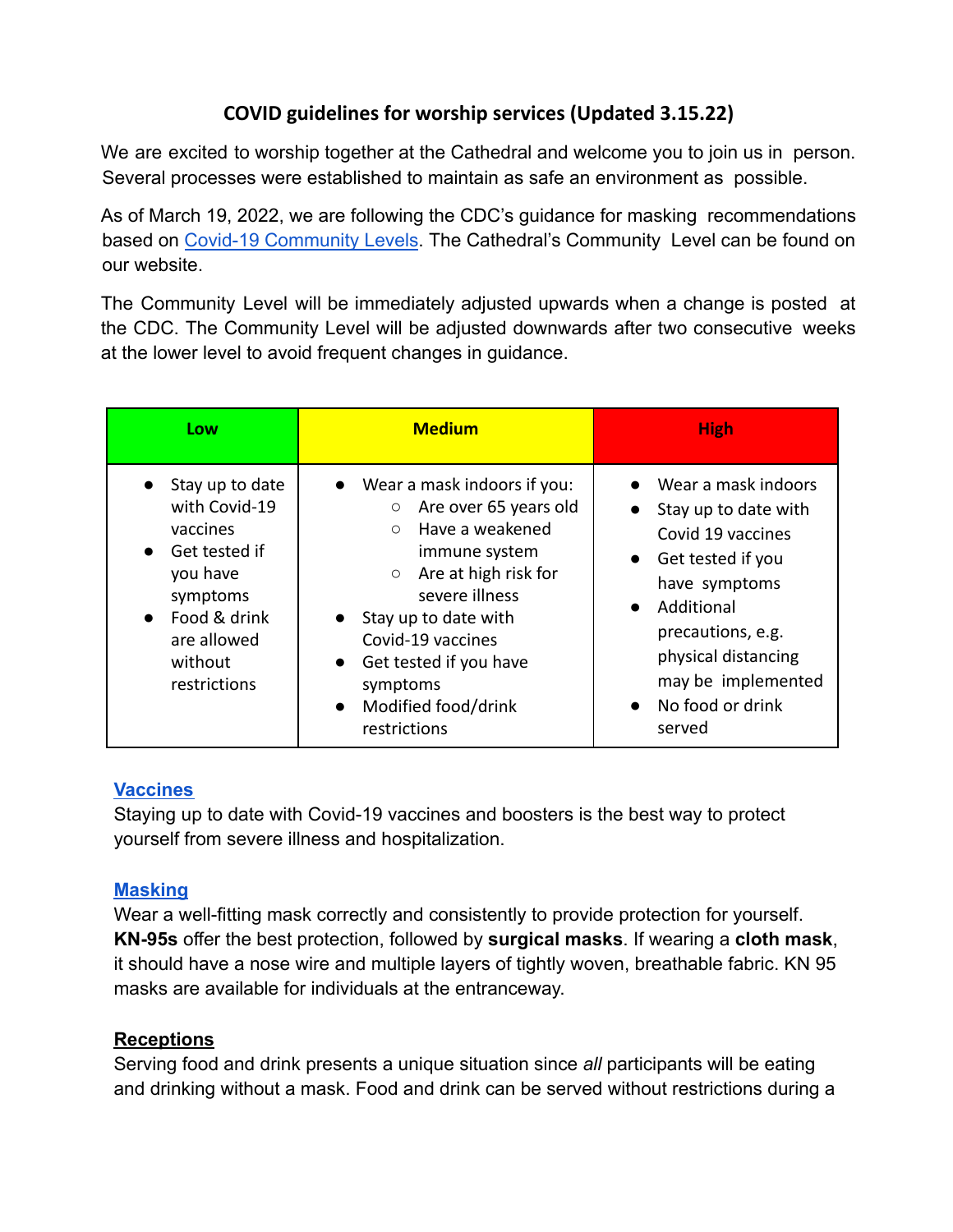# COVID guidelines for worship services (Updated 3.15.22)

We are excited to worship together at the Cathedral and welcome you to join us in person. Several processes were established to maintain as safe an environment as possible.

As of March 19, 2022, we are following the CDC's guidance for masking recommendations based on Covid-19 Community Levels. The Cathedral's Community Level can be found on our website.

The Community Level will be immediately adjusted upwards when a change is posted at the CDC. The Community Level will be adjusted downwards after two consecutive weeks at the lower level to avoid frequent changes in guidance.

| Low | Medium | High |
|---|---|---|
| • Stay up to date with Covid-19 vaccines<br>• Get tested if you have symptoms<br>• Food & drink are allowed without restrictions | • Wear a mask indoors if you:<br>  ○ Are over 65 years old<br>  ○ Have a weakened immune system<br>  ○ Are at high risk for severe illness<br>• Stay up to date with Covid-19 vaccines<br>• Get tested if you have symptoms<br>• Modified food/drink restrictions | • Wear a mask indoors<br>• Stay up to date with Covid 19 vaccines<br>• Get tested if you have symptoms<br>• Additional precautions, e.g. physical distancing may be implemented<br>• No food or drink served |

## Vaccines

Staying up to date with Covid-19 vaccines and boosters is the best way to protect yourself from severe illness and hospitalization.

## Masking

Wear a well-fitting mask correctly and consistently to provide protection for yourself. **KN-95s** offer the best protection, followed by **surgical masks**. If wearing a **cloth mask**, it should have a nose wire and multiple layers of tightly woven, breathable fabric. KN 95 masks are available for individuals at the entranceway.

## Receptions

Serving food and drink presents a unique situation since *all* participants will be eating and drinking without a mask. Food and drink can be served without restrictions during a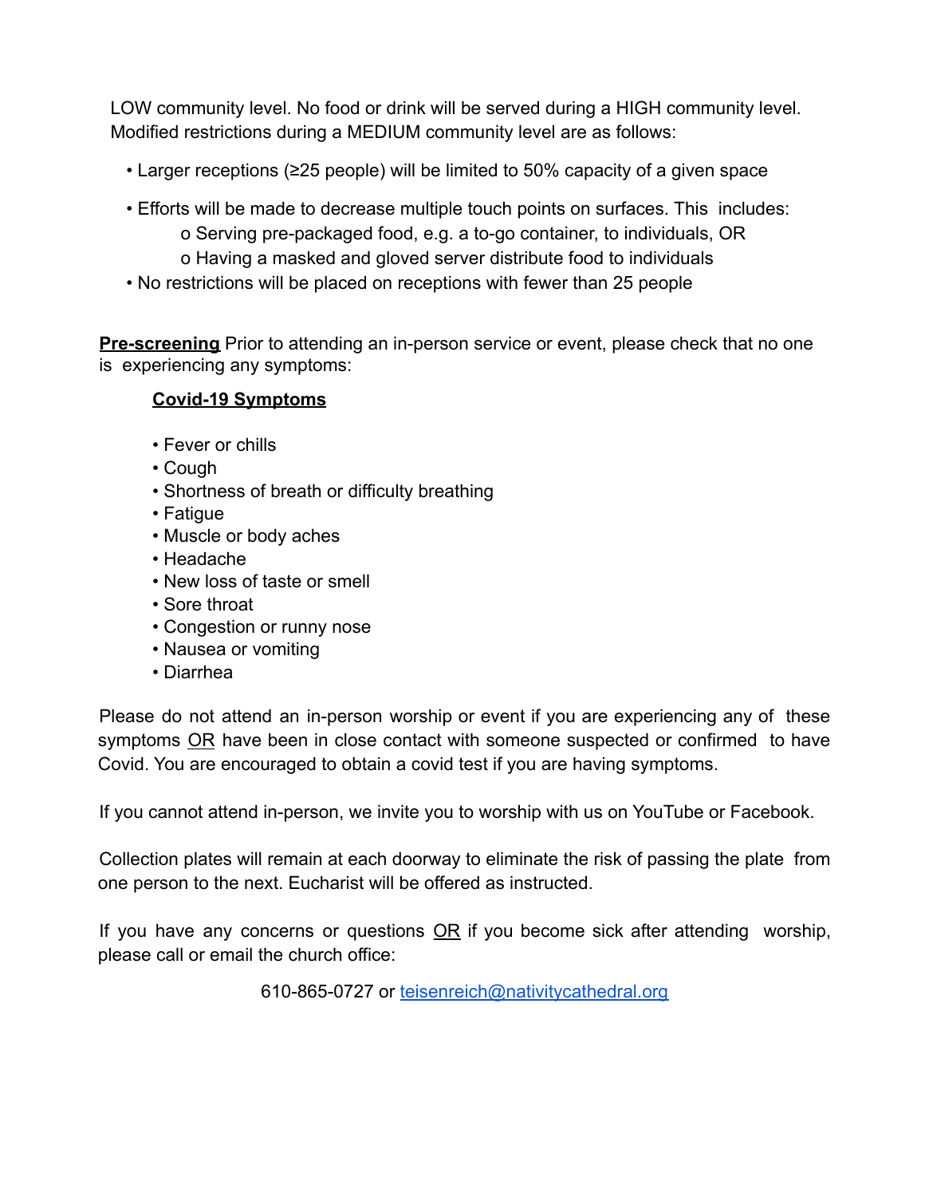LOW community level. No food or drink will be served during a HIGH community level. Modified restrictions during a MEDIUM community level are as follows:

- Larger receptions (≥25 people) will be limited to 50% capacity of a given space
- Efforts will be made to decrease multiple touch points on surfaces. This includes:
  - Serving pre-packaged food, e.g. a to-go container, to individuals, OR
  - Having a masked and gloved server distribute food to individuals
- No restrictions will be placed on receptions with fewer than 25 people

**Pre-screening** Prior to attending an in-person service or event, please check that no one is experiencing any symptoms:

**Covid-19 Symptoms**

- Fever or chills
- Cough
- Shortness of breath or difficulty breathing
- Fatigue
- Muscle or body aches
- Headache
- New loss of taste or smell
- Sore throat
- Congestion or runny nose
- Nausea or vomiting
- Diarrhea

Please do not attend an in-person worship or event if you are experiencing any of these symptoms OR have been in close contact with someone suspected or confirmed to have Covid. You are encouraged to obtain a covid test if you are having symptoms.

If you cannot attend in-person, we invite you to worship with us on YouTube or Facebook.

Collection plates will remain at each doorway to eliminate the risk of passing the plate from one person to the next. Eucharist will be offered as instructed.

If you have any concerns or questions OR if you become sick after attending worship, please call or email the church office:

610-865-0727 or teisenreich@nativitycathedral.org